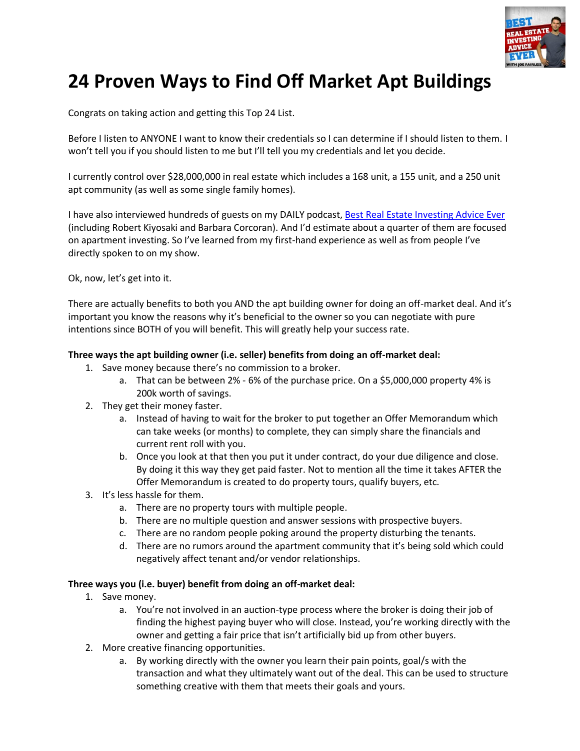# 24 Proven Ways to Find Off Market Apt Buildings

Congrats on taking action and getting this Top 24 List.

Before I listen to ANYONE I want to know their credentials so I can determine if I should listen to them. I won't tell you if you should listen to me but I'll tell you my credentials and let you decide.

I currently control over $28,000,000 in real estate which includes a 168 unit, a 155 unit, and a 250 unit apt community (as well as some single family homes).

I have also interviewed hundreds of guests on my DAILY podcast, [Best Real Estate Investing Advice Ever]() (including Robert Kiyosaki and Barbara Corcoran). And I'd estimate about a quarter of them are focused on apartment investing. So I've learned from my first-hand experience as well as from people I've directly spoken to on my show.

Ok, now, let's get into it.

There are actually benefits to both you AND the apt building owner for doing an off-market deal. And it's important you know the reasons why it's beneficial to the owner so you can negotiate with pure intentions since BOTH of you will benefit. This will greatly help your success rate.

**Three ways the apt building owner (i.e. seller) benefits from doing an off-market deal:**

1. Save money because there's no commission to a broker.
   a. That can be between 2% - 6% of the purchase price. On a $5,000,000 property 4% is 200k worth of savings.
2. They get their money faster.
   a. Instead of having to wait for the broker to put together an Offer Memorandum which can take weeks (or months) to complete, they can simply share the financials and current rent roll with you.
   b. Once you look at that then you put it under contract, do your due diligence and close. By doing it this way they get paid faster. Not to mention all the time it takes AFTER the Offer Memorandum is created to do property tours, qualify buyers, etc.
3. It's less hassle for them.
   a. There are no property tours with multiple people.
   b. There are no multiple question and answer sessions with prospective buyers.
   c. There are no random people poking around the property disturbing the tenants.
   d. There are no rumors around the apartment community that it's being sold which could negatively affect tenant and/or vendor relationships.

**Three ways you (i.e. buyer) benefit from doing an off-market deal:**

1. Save money.
   a. You're not involved in an auction-type process where the broker is doing their job of finding the highest paying buyer who will close. Instead, you're working directly with the owner and getting a fair price that isn't artificially bid up from other buyers.
2. More creative financing opportunities.
   a. By working directly with the owner you learn their pain points, goal/s with the transaction and what they ultimately want out of the deal. This can be used to structure something creative with them that meets their goals and yours.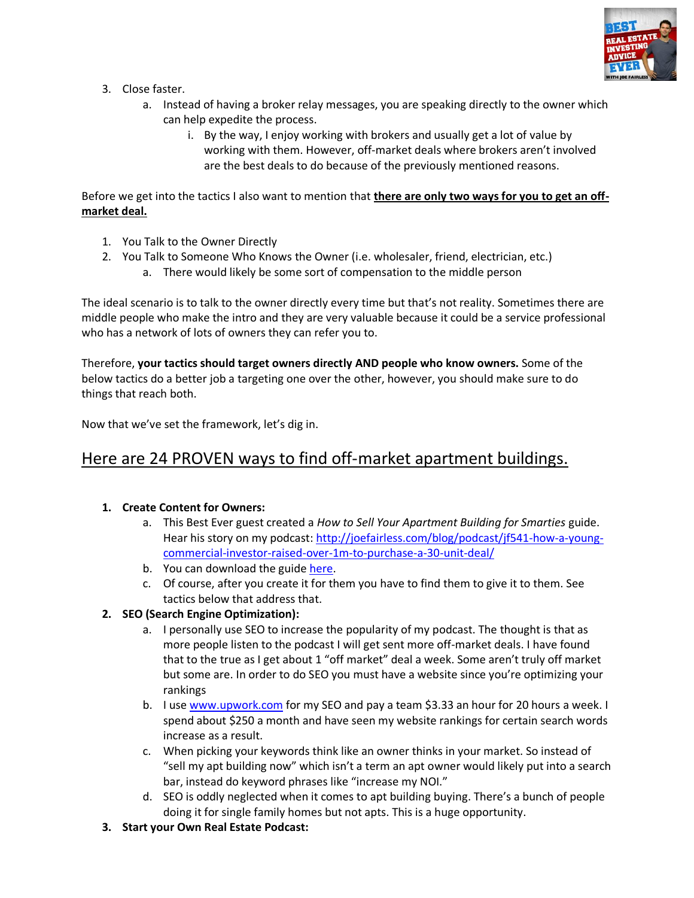3. Close faster.
   a. Instead of having a broker relay messages, you are speaking directly to the owner which can help expedite the process.
      i. By the way, I enjoy working with brokers and usually get a lot of value by working with them. However, off-market deals where brokers aren't involved are the best deals to do because of the previously mentioned reasons.

Before we get into the tactics I also want to mention that **there are only two ways for you to get an off-market deal.**

1. You Talk to the Owner Directly
2. You Talk to Someone Who Knows the Owner (i.e. wholesaler, friend, electrician, etc.)
   a. There would likely be some sort of compensation to the middle person

The ideal scenario is to talk to the owner directly every time but that's not reality. Sometimes there are middle people who make the intro and they are very valuable because it could be a service professional who has a network of lots of owners they can refer you to.

Therefore, **your tactics should target owners directly AND people who know owners.** Some of the below tactics do a better job a targeting one over the other, however, you should make sure to do things that reach both.

Now that we've set the framework, let's dig in.

## Here are 24 PROVEN ways to find off-market apartment buildings.

1. **Create Content for Owners:**
   a. This Best Ever guest created a *How to Sell Your Apartment Building for Smarties* guide. Hear his story on my podcast: http://joefairless.com/blog/podcast/jf541-how-a-young-commercial-investor-raised-over-1m-to-purchase-a-30-unit-deal/
   b. You can download the guide here.
   c. Of course, after you create it for them you have to find them to give it to them. See tactics below that address that.
2. **SEO (Search Engine Optimization):**
   a. I personally use SEO to increase the popularity of my podcast. The thought is that as more people listen to the podcast I will get sent more off-market deals. I have found that to the true as I get about 1 "off market" deal a week. Some aren't truly off market but some are. In order to do SEO you must have a website since you're optimizing your rankings
   b. I use www.upwork.com for my SEO and pay a team $3.33 an hour for 20 hours a week. I spend about $250 a month and have seen my website rankings for certain search words increase as a result.
   c. When picking your keywords think like an owner thinks in your market. So instead of "sell my apt building now" which isn't a term an apt owner would likely put into a search bar, instead do keyword phrases like "increase my NOI."
   d. SEO is oddly neglected when it comes to apt building buying. There's a bunch of people doing it for single family homes but not apts. This is a huge opportunity.
3. **Start your Own Real Estate Podcast:**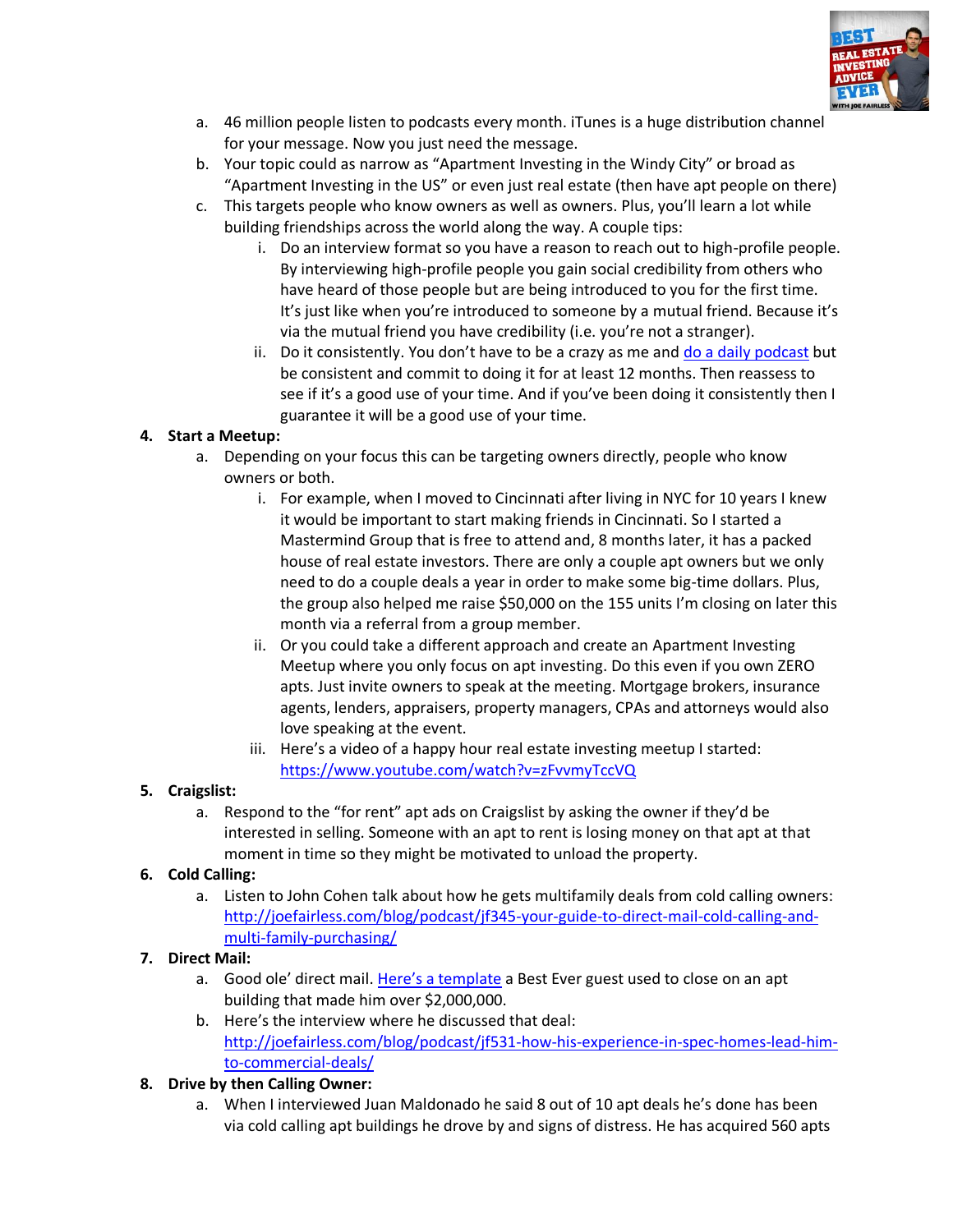a. 46 million people listen to podcasts every month. iTunes is a huge distribution channel for your message. Now you just need the message.

b. Your topic could as narrow as "Apartment Investing in the Windy City" or broad as "Apartment Investing in the US" or even just real estate (then have apt people on there)

c. This targets people who know owners as well as owners. Plus, you'll learn a lot while building friendships across the world along the way. A couple tips:

   i. Do an interview format so you have a reason to reach out to high-profile people. By interviewing high-profile people you gain social credibility from others who have heard of those people but are being introduced to you for the first time. It's just like when you're introduced to someone by a mutual friend. Because it's via the mutual friend you have credibility (i.e. you're not a stranger).

   ii. Do it consistently. You don't have to be a crazy as me and do a daily podcast but be consistent and commit to doing it for at least 12 months. Then reassess to see if it's a good use of your time. And if you've been doing it consistently then I guarantee it will be a good use of your time.

**4. Start a Meetup:**

a. Depending on your focus this can be targeting owners directly, people who know owners or both.

   i. For example, when I moved to Cincinnati after living in NYC for 10 years I knew it would be important to start making friends in Cincinnati. So I started a Mastermind Group that is free to attend and, 8 months later, it has a packed house of real estate investors. There are only a couple apt owners but we only need to do a couple deals a year in order to make some big-time dollars. Plus, the group also helped me raise $50,000 on the 155 units I'm closing on later this month via a referral from a group member.

   ii. Or you could take a different approach and create an Apartment Investing Meetup where you only focus on apt investing. Do this even if you own ZERO apts. Just invite owners to speak at the meeting. Mortgage brokers, insurance agents, lenders, appraisers, property managers, CPAs and attorneys would also love speaking at the event.

   iii. Here's a video of a happy hour real estate investing meetup I started: https://www.youtube.com/watch?v=zFvvmyTccVQ

**5. Craigslist:**

a. Respond to the "for rent" apt ads on Craigslist by asking the owner if they'd be interested in selling. Someone with an apt to rent is losing money on that apt at that moment in time so they might be motivated to unload the property.

**6. Cold Calling:**

a. Listen to John Cohen talk about how he gets multifamily deals from cold calling owners: http://joefairless.com/blog/podcast/jf345-your-guide-to-direct-mail-cold-calling-and-multi-family-purchasing/

**7. Direct Mail:**

a. Good ole' direct mail. Here's a template a Best Ever guest used to close on an apt building that made him over $2,000,000.

b. Here's the interview where he discussed that deal: http://joefairless.com/blog/podcast/jf531-how-his-experience-in-spec-homes-lead-him-to-commercial-deals/

**8. Drive by then Calling Owner:**

a. When I interviewed Juan Maldonado he said 8 out of 10 apt deals he's done has been via cold calling apt buildings he drove by and signs of distress. He has acquired 560 apts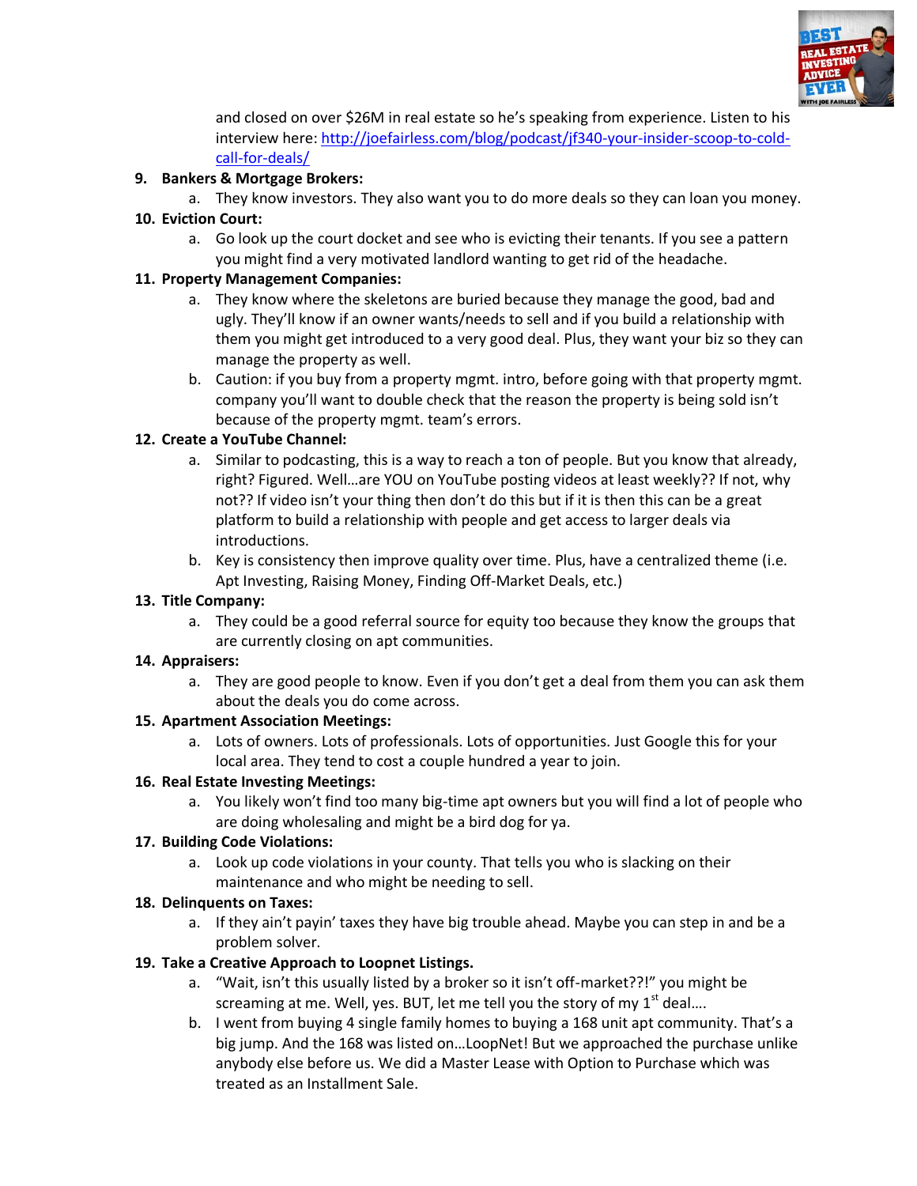and closed on over $26M in real estate so he's speaking from experience. Listen to his interview here: [http://joefairless.com/blog/podcast/jf340-your-insider-scoop-to-cold-call-for-deals/](http://joefairless.com/blog/podcast/jf340-your-insider-scoop-to-cold-call-for-deals/)

9. **Bankers & Mortgage Brokers:**
   a. They know investors. They also want you to do more deals so they can loan you money.
10. **Eviction Court:**
    a. Go look up the court docket and see who is evicting their tenants. If you see a pattern you might find a very motivated landlord wanting to get rid of the headache.
11. **Property Management Companies:**
    a. They know where the skeletons are buried because they manage the good, bad and ugly. They'll know if an owner wants/needs to sell and if you build a relationship with them you might get introduced to a very good deal. Plus, they want your biz so they can manage the property as well.
    b. Caution: if you buy from a property mgmt. intro, before going with that property mgmt. company you'll want to double check that the reason the property is being sold isn't because of the property mgmt. team's errors.
12. **Create a YouTube Channel:**
    a. Similar to podcasting, this is a way to reach a ton of people. But you know that already, right? Figured. Well…are YOU on YouTube posting videos at least weekly?? If not, why not?? If video isn't your thing then don't do this but if it is then this can be a great platform to build a relationship with people and get access to larger deals via introductions.
    b. Key is consistency then improve quality over time. Plus, have a centralized theme (i.e. Apt Investing, Raising Money, Finding Off-Market Deals, etc.)
13. **Title Company:**
    a. They could be a good referral source for equity too because they know the groups that are currently closing on apt communities.
14. **Appraisers:**
    a. They are good people to know. Even if you don't get a deal from them you can ask them about the deals you do come across.
15. **Apartment Association Meetings:**
    a. Lots of owners. Lots of professionals. Lots of opportunities. Just Google this for your local area. They tend to cost a couple hundred a year to join.
16. **Real Estate Investing Meetings:**
    a. You likely won't find too many big-time apt owners but you will find a lot of people who are doing wholesaling and might be a bird dog for ya.
17. **Building Code Violations:**
    a. Look up code violations in your county. That tells you who is slacking on their maintenance and who might be needing to sell.
18. **Delinquents on Taxes:**
    a. If they ain't payin' taxes they have big trouble ahead. Maybe you can step in and be a problem solver.
19. **Take a Creative Approach to Loopnet Listings.**
    a. "Wait, isn't this usually listed by a broker so it isn't off-market??!" you might be screaming at me. Well, yes. BUT, let me tell you the story of my 1st deal….
    b. I went from buying 4 single family homes to buying a 168 unit apt community. That's a big jump. And the 168 was listed on…LoopNet! But we approached the purchase unlike anybody else before us. We did a Master Lease with Option to Purchase which was treated as an Installment Sale.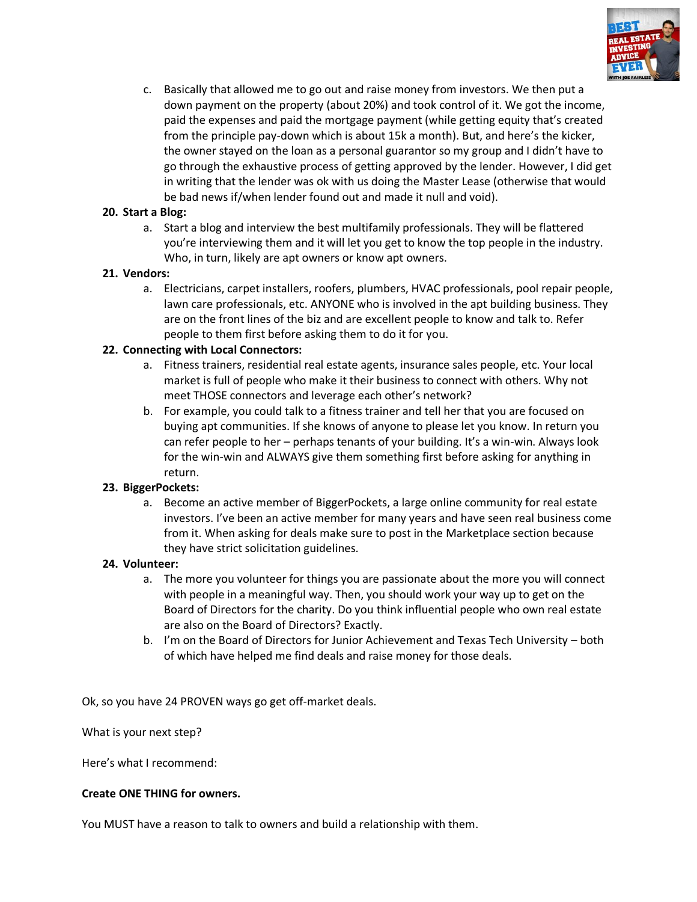c. Basically that allowed me to go out and raise money from investors. We then put a down payment on the property (about 20%) and took control of it. We got the income, paid the expenses and paid the mortgage payment (while getting equity that's created from the principle pay-down which is about 15k a month). But, and here's the kicker, the owner stayed on the loan as a personal guarantor so my group and I didn't have to go through the exhaustive process of getting approved by the lender. However, I did get in writing that the lender was ok with us doing the Master Lease (otherwise that would be bad news if/when lender found out and made it null and void).

**20. Start a Blog:**

a. Start a blog and interview the best multifamily professionals. They will be flattered you're interviewing them and it will let you get to know the top people in the industry. Who, in turn, likely are apt owners or know apt owners.

**21. Vendors:**

a. Electricians, carpet installers, roofers, plumbers, HVAC professionals, pool repair people, lawn care professionals, etc. ANYONE who is involved in the apt building business. They are on the front lines of the biz and are excellent people to know and talk to. Refer people to them first before asking them to do it for you.

**22. Connecting with Local Connectors:**

a. Fitness trainers, residential real estate agents, insurance sales people, etc. Your local market is full of people who make it their business to connect with others. Why not meet THOSE connectors and leverage each other's network?

b. For example, you could talk to a fitness trainer and tell her that you are focused on buying apt communities. If she knows of anyone to please let you know. In return you can refer people to her – perhaps tenants of your building. It's a win-win. Always look for the win-win and ALWAYS give them something first before asking for anything in return.

**23. BiggerPockets:**

a. Become an active member of BiggerPockets, a large online community for real estate investors. I've been an active member for many years and have seen real business come from it. When asking for deals make sure to post in the Marketplace section because they have strict solicitation guidelines.

**24. Volunteer:**

a. The more you volunteer for things you are passionate about the more you will connect with people in a meaningful way. Then, you should work your way up to get on the Board of Directors for the charity. Do you think influential people who own real estate are also on the Board of Directors? Exactly.

b. I'm on the Board of Directors for Junior Achievement and Texas Tech University – both of which have helped me find deals and raise money for those deals.

Ok, so you have 24 PROVEN ways go get off-market deals.

What is your next step?

Here's what I recommend:

**Create ONE THING for owners.**

You MUST have a reason to talk to owners and build a relationship with them.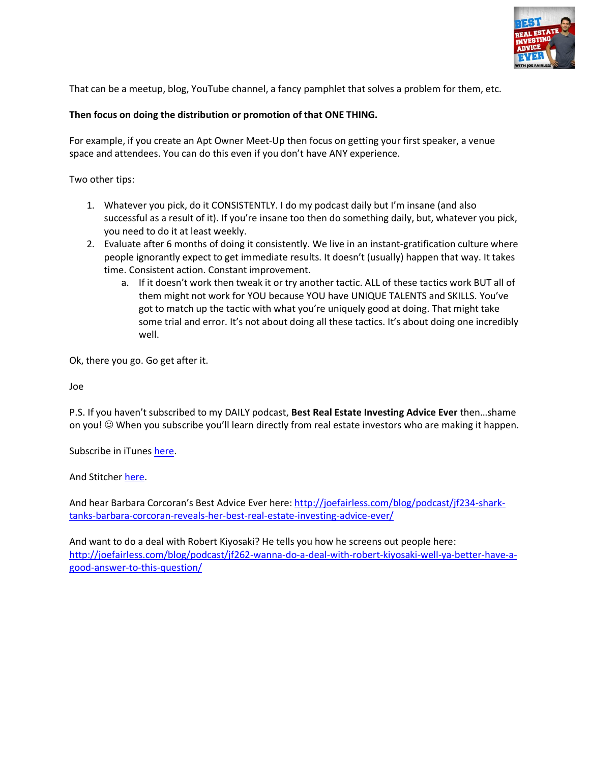That can be a meetup, blog, YouTube channel, a fancy pamphlet that solves a problem for them, etc.

**Then focus on doing the distribution or promotion of that ONE THING.**

For example, if you create an Apt Owner Meet-Up then focus on getting your first speaker, a venue space and attendees. You can do this even if you don't have ANY experience.

Two other tips:

1. Whatever you pick, do it CONSISTENTLY. I do my podcast daily but I'm insane (and also successful as a result of it). If you're insane too then do something daily, but, whatever you pick, you need to do it at least weekly.
2. Evaluate after 6 months of doing it consistently. We live in an instant-gratification culture where people ignorantly expect to get immediate results. It doesn't (usually) happen that way. It takes time. Consistent action. Constant improvement.
    a. If it doesn't work then tweak it or try another tactic. ALL of these tactics work BUT all of them might not work for YOU because YOU have UNIQUE TALENTS and SKILLS. You've got to match up the tactic with what you're uniquely good at doing. That might take some trial and error. It's not about doing all these tactics. It's about doing one incredibly well.

Ok, there you go. Go get after it.

Joe

P.S. If you haven't subscribed to my DAILY podcast, **Best Real Estate Investing Advice Ever** then…shame on you! ☺ When you subscribe you'll learn directly from real estate investors who are making it happen.

Subscribe in iTunes here.

And Stitcher here.

And hear Barbara Corcoran's Best Advice Ever here: http://joefairless.com/blog/podcast/jf234-shark-tanks-barbara-corcoran-reveals-her-best-real-estate-investing-advice-ever/

And want to do a deal with Robert Kiyosaki? He tells you how he screens out people here: http://joefairless.com/blog/podcast/jf262-wanna-do-a-deal-with-robert-kiyosaki-well-ya-better-have-a-good-answer-to-this-question/